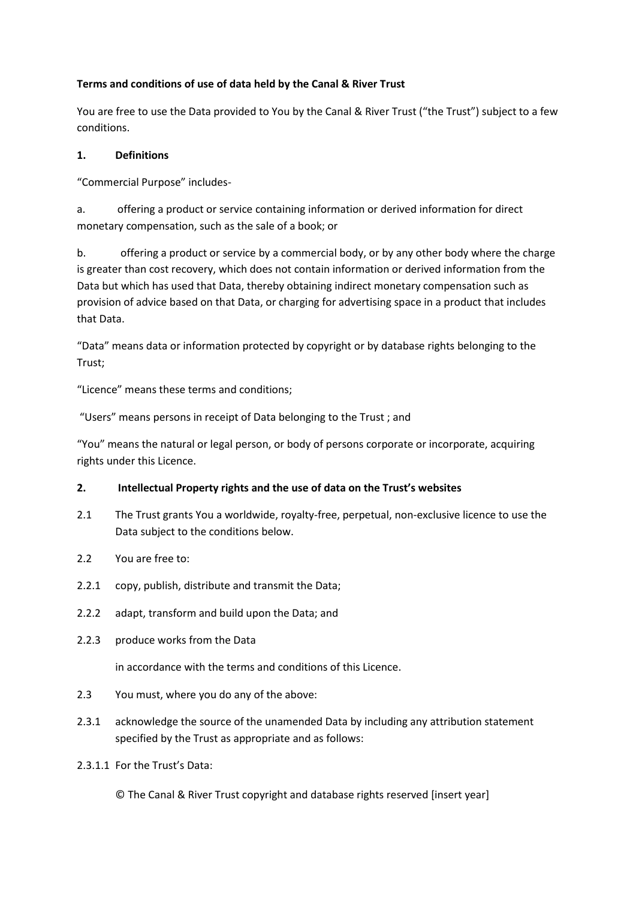**Terms and conditions of use of data held by the Canal & River Trust**

You are free to use the Data provided to You by the Canal & River Trust ("the Trust") subject to a few conditions.

**1. Definitions**

"Commercial Purpose" includes-

a. offering a product or service containing information or derived information for direct monetary compensation, such as the sale of a book; or

b. offering a product or service by a commercial body, or by any other body where the charge is greater than cost recovery, which does not contain information or derived information from the Data but which has used that Data, thereby obtaining indirect monetary compensation such as provision of advice based on that Data, or charging for advertising space in a product that includes that Data.

"Data" means data or information protected by copyright or by database rights belonging to the Trust;

"Licence" means these terms and conditions;

"Users" means persons in receipt of Data belonging to the Trust ; and

"You" means the natural or legal person, or body of persons corporate or incorporate, acquiring rights under this Licence.

**2. Intellectual Property rights and the use of data on the Trust's websites**

2.1 The Trust grants You a worldwide, royalty-free, perpetual, non-exclusive licence to use the Data subject to the conditions below.

2.2 You are free to:

2.2.1 copy, publish, distribute and transmit the Data;

2.2.2 adapt, transform and build upon the Data; and

2.2.3 produce works from the Data

in accordance with the terms and conditions of this Licence.

2.3 You must, where you do any of the above:

2.3.1 acknowledge the source of the unamended Data by including any attribution statement specified by the Trust as appropriate and as follows:

2.3.1.1 For the Trust's Data:

© The Canal & River Trust copyright and database rights reserved [insert year]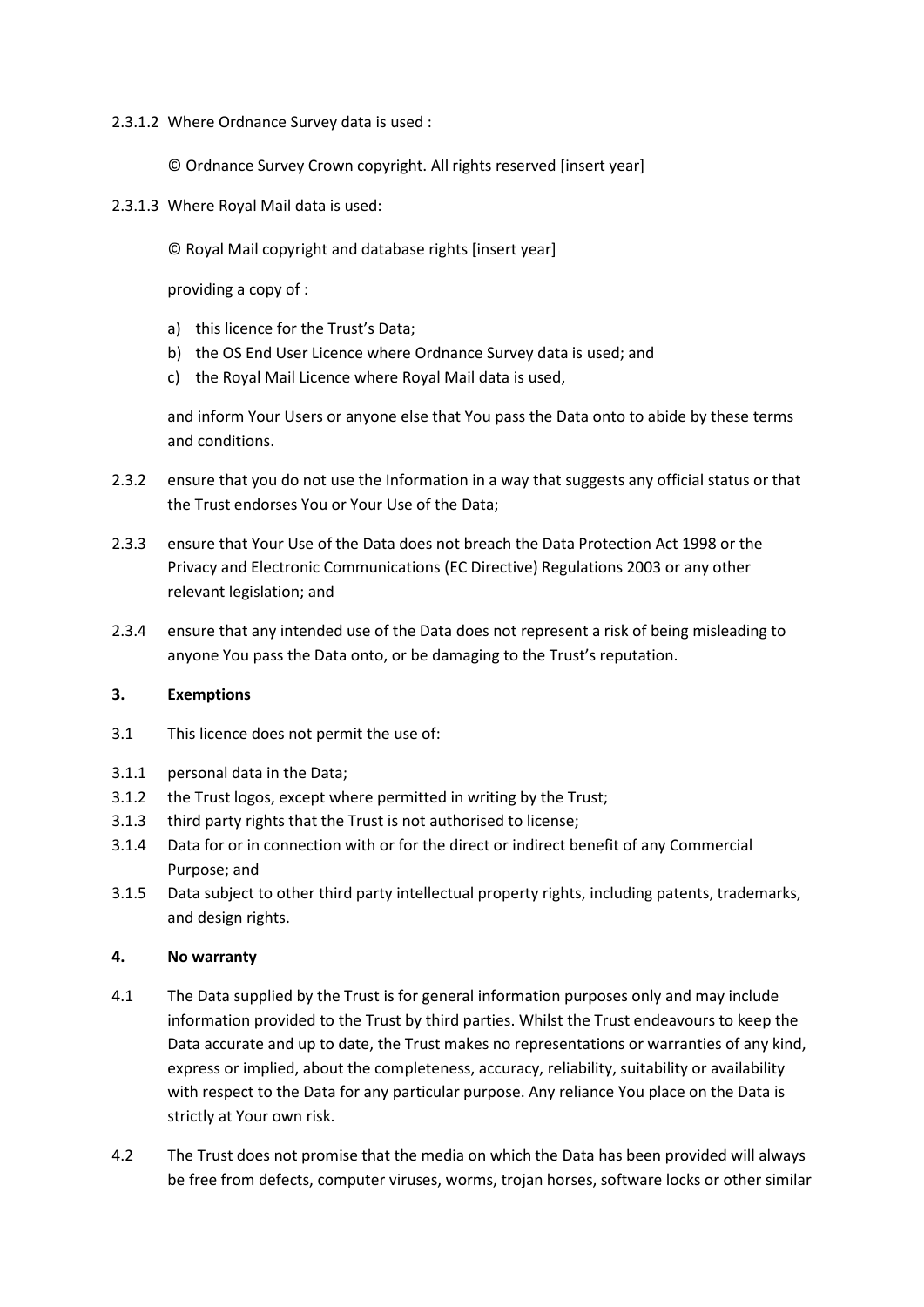2.3.1.2 Where Ordnance Survey data is used :

© Ordnance Survey Crown copyright. All rights reserved [insert year]

2.3.1.3 Where Royal Mail data is used:

© Royal Mail copyright and database rights [insert year]

providing a copy of :

a) this licence for the Trust's Data;
b) the OS End User Licence where Ordnance Survey data is used; and
c) the Royal Mail Licence where Royal Mail data is used,

and inform Your Users or anyone else that You pass the Data onto to abide by these terms and conditions.

2.3.2 ensure that you do not use the Information in a way that suggests any official status or that the Trust endorses You or Your Use of the Data;

2.3.3 ensure that Your Use of the Data does not breach the Data Protection Act 1998 or the Privacy and Electronic Communications (EC Directive) Regulations 2003 or any other relevant legislation; and

2.3.4 ensure that any intended use of the Data does not represent a risk of being misleading to anyone You pass the Data onto, or be damaging to the Trust's reputation.

**3. Exemptions**

3.1 This licence does not permit the use of:

3.1.1 personal data in the Data;
3.1.2 the Trust logos, except where permitted in writing by the Trust;
3.1.3 third party rights that the Trust is not authorised to license;
3.1.4 Data for or in connection with or for the direct or indirect benefit of any Commercial Purpose; and
3.1.5 Data subject to other third party intellectual property rights, including patents, trademarks, and design rights.

**4. No warranty**

4.1 The Data supplied by the Trust is for general information purposes only and may include information provided to the Trust by third parties. Whilst the Trust endeavours to keep the Data accurate and up to date, the Trust makes no representations or warranties of any kind, express or implied, about the completeness, accuracy, reliability, suitability or availability with respect to the Data for any particular purpose. Any reliance You place on the Data is strictly at Your own risk.

4.2 The Trust does not promise that the media on which the Data has been provided will always be free from defects, computer viruses, worms, trojan horses, software locks or other similar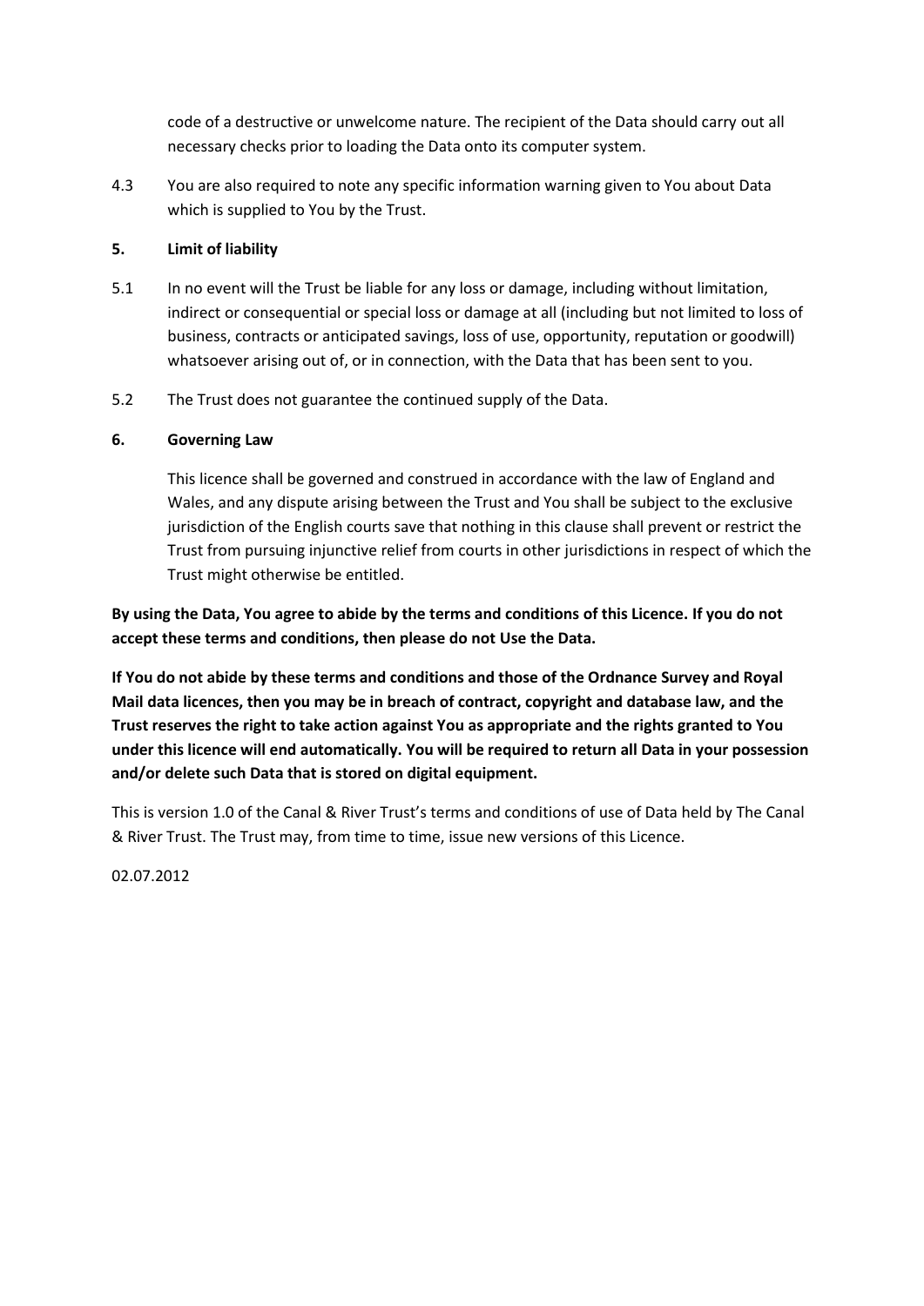code of a destructive or unwelcome nature. The recipient of the Data should carry out all necessary checks prior to loading the Data onto its computer system.

4.3 You are also required to note any specific information warning given to You about Data which is supplied to You by the Trust.

**5. Limit of liability**

5.1 In no event will the Trust be liable for any loss or damage, including without limitation, indirect or consequential or special loss or damage at all (including but not limited to loss of business, contracts or anticipated savings, loss of use, opportunity, reputation or goodwill) whatsoever arising out of, or in connection, with the Data that has been sent to you.

5.2 The Trust does not guarantee the continued supply of the Data.

**6. Governing Law**

This licence shall be governed and construed in accordance with the law of England and Wales, and any dispute arising between the Trust and You shall be subject to the exclusive jurisdiction of the English courts save that nothing in this clause shall prevent or restrict the Trust from pursuing injunctive relief from courts in other jurisdictions in respect of which the Trust might otherwise be entitled.

**By using the Data, You agree to abide by the terms and conditions of this Licence. If you do not accept these terms and conditions, then please do not Use the Data.**

**If You do not abide by these terms and conditions and those of the Ordnance Survey and Royal Mail data licences, then you may be in breach of contract, copyright and database law, and the Trust reserves the right to take action against You as appropriate and the rights granted to You under this licence will end automatically. You will be required to return all Data in your possession and/or delete such Data that is stored on digital equipment.**

This is version 1.0 of the Canal & River Trust's terms and conditions of use of Data held by The Canal & River Trust. The Trust may, from time to time, issue new versions of this Licence.

02.07.2012